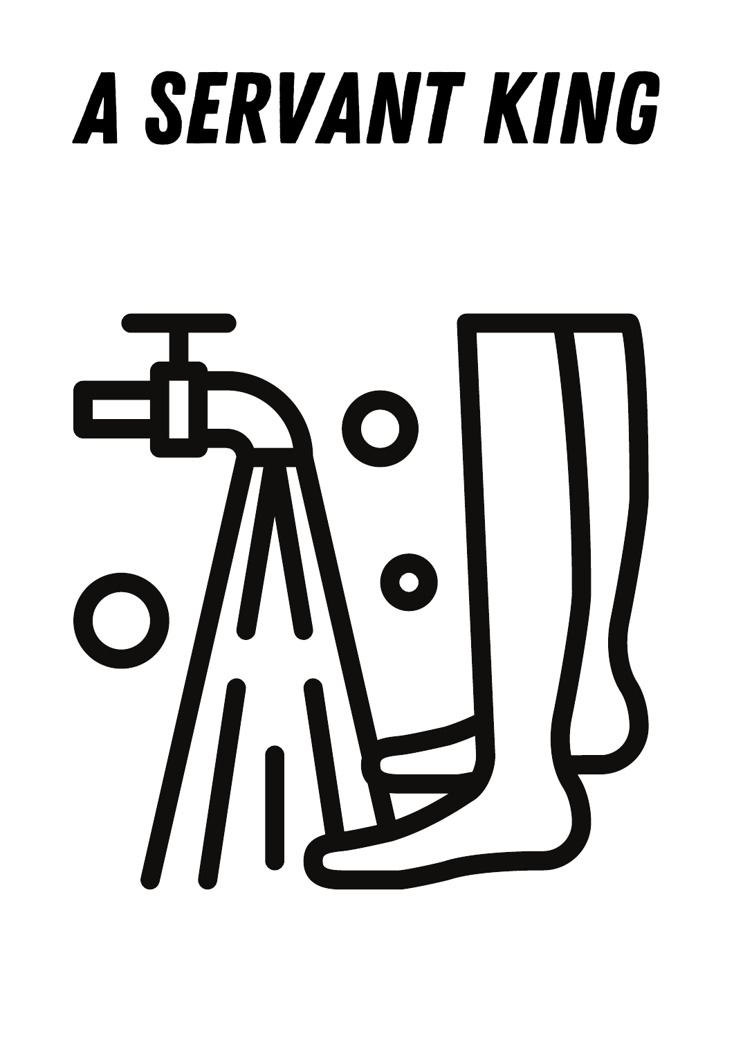# A SERVANT KING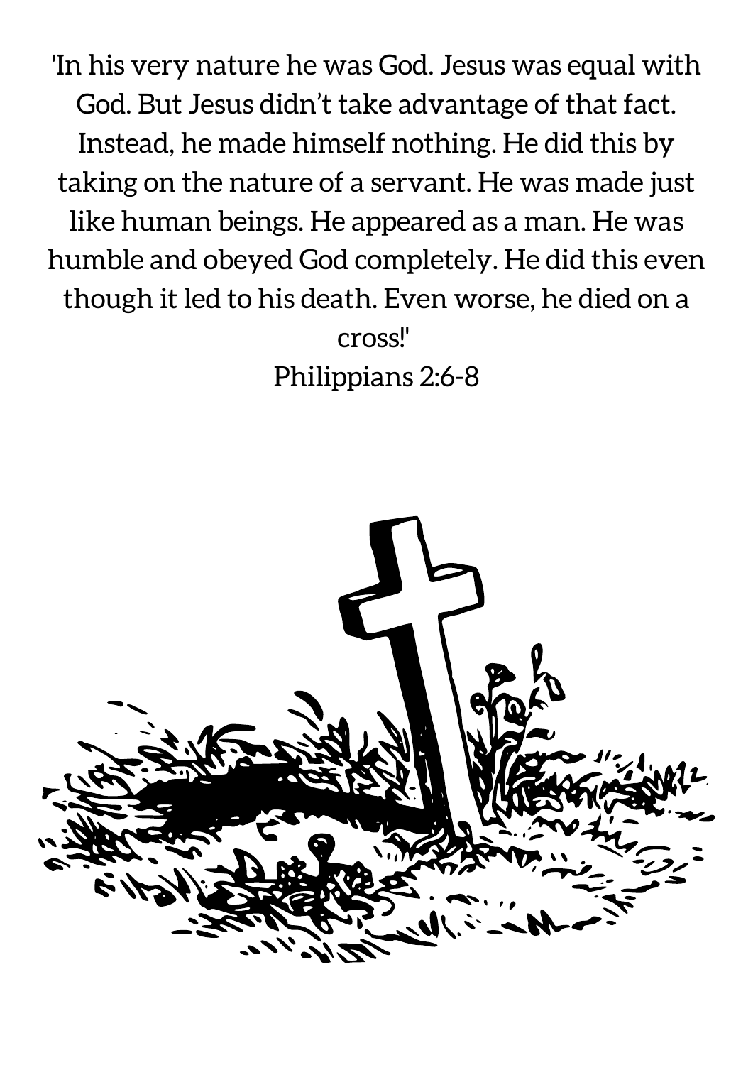'In his very nature he was God. Jesus was equal with God. But Jesus didn't take advantage of that fact. Instead, he made himself nothing. He did this by taking on the nature of a servant. He was made just like human beings. He appeared as a man. He was humble and obeyed God completely. He did this even though it led to his death. Even worse, he died on a cross!'

Philippians 2:6-8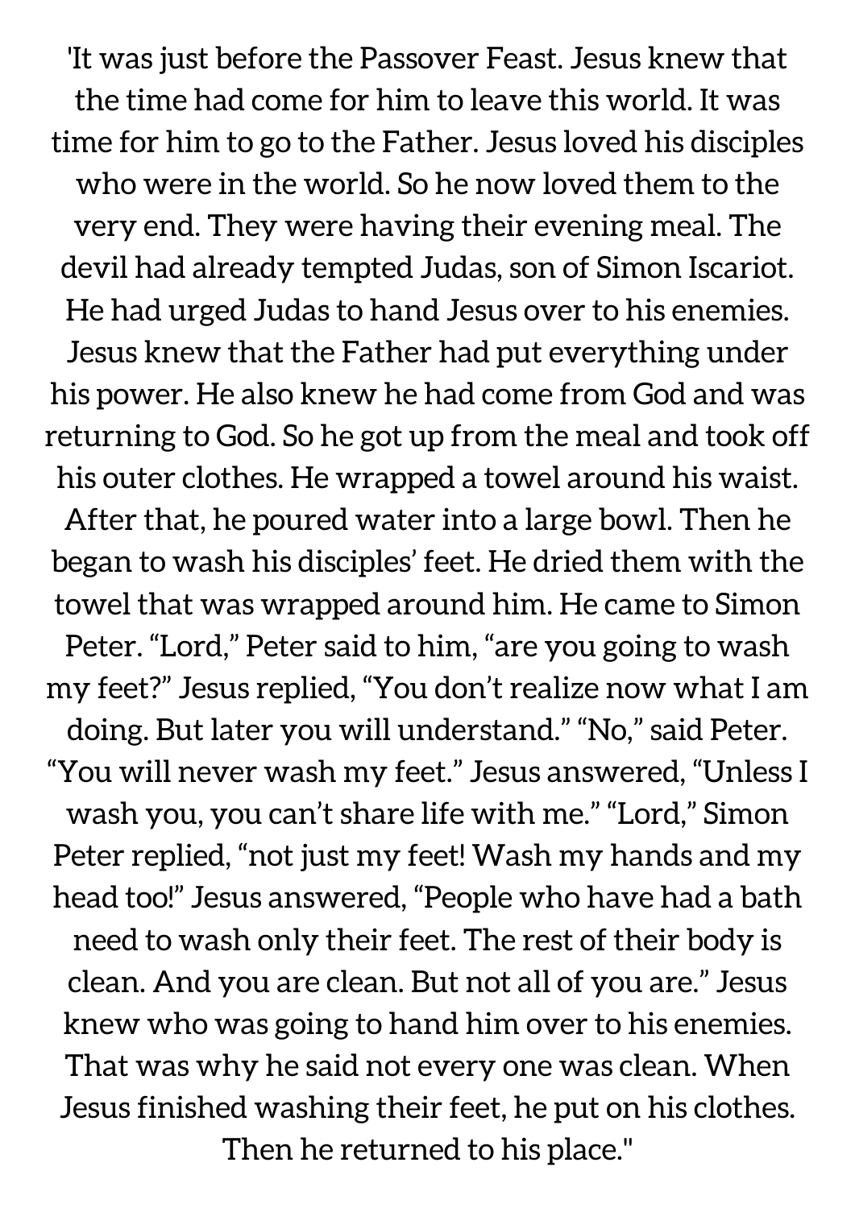'It was just before the Passover Feast. Jesus knew that the time had come for him to leave this world. It was time for him to go to the Father. Jesus loved his disciples who were in the world. So he now loved them to the very end. They were having their evening meal. The devil had already tempted Judas, son of Simon Iscariot. He had urged Judas to hand Jesus over to his enemies. Jesus knew that the Father had put everything under his power. He also knew he had come from God and was returning to God. So he got up from the meal and took off his outer clothes. He wrapped a towel around his waist. After that, he poured water into a large bowl. Then he began to wash his disciples' feet. He dried them with the towel that was wrapped around him. He came to Simon Peter. "Lord," Peter said to him, "are you going to wash my feet?" Jesus replied, "You don't realize now what I am doing. But later you will understand." "No," said Peter. "You will never wash my feet." Jesus answered, "Unless I wash you, you can't share life with me." "Lord," Simon Peter replied, "not just my feet! Wash my hands and my head too!" Jesus answered, "People who have had a bath need to wash only their feet. The rest of their body is clean. And you are clean. But not all of you are." Jesus knew who was going to hand him over to his enemies. That was why he said not every one was clean. When Jesus finished washing their feet, he put on his clothes. Then he returned to his place."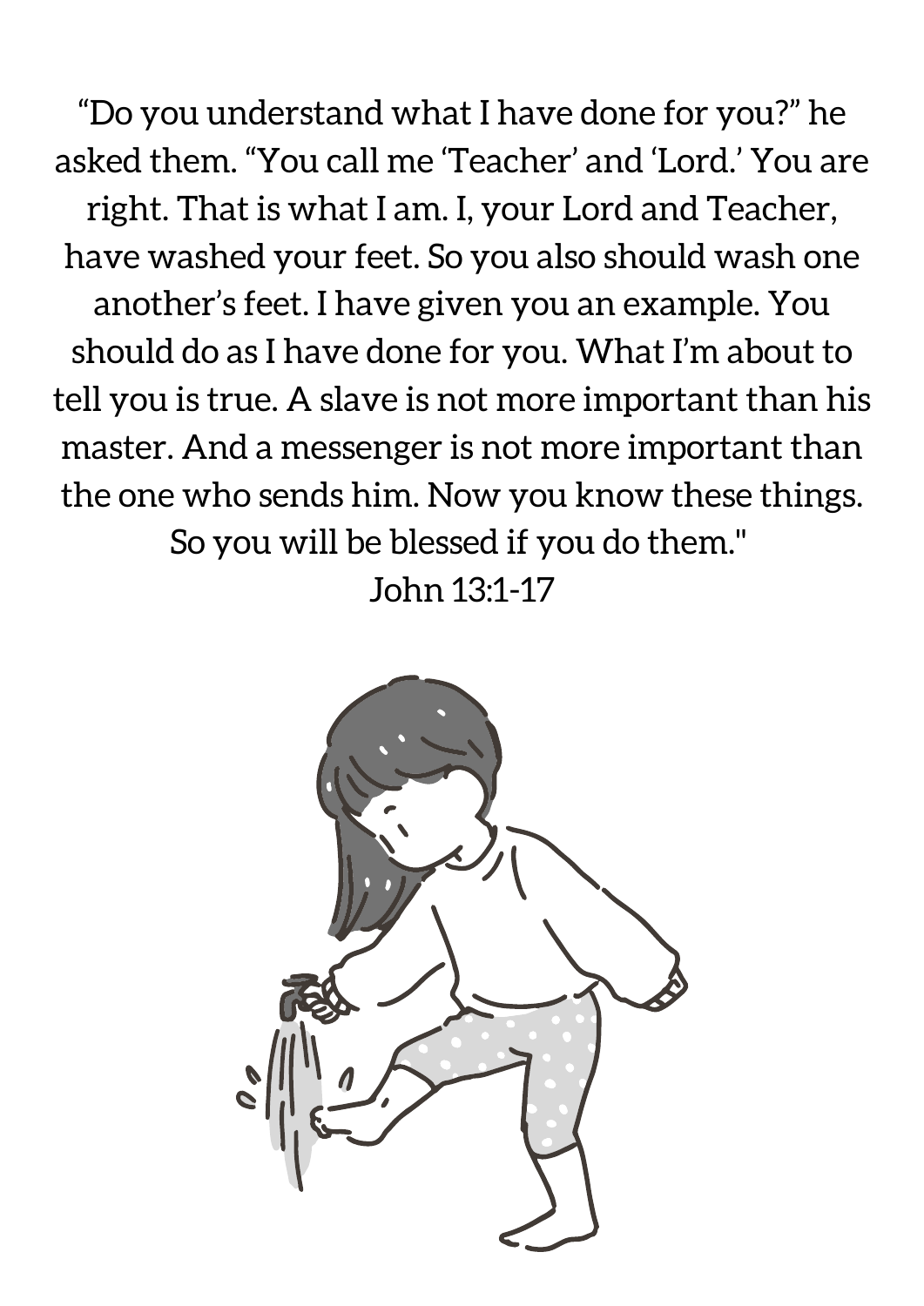“Do you understand what I have done for you?” he asked them. “You call me ‘Teacher’ and ‘Lord.’ You are right. That is what I am. I, your Lord and Teacher, have washed your feet. So you also should wash one another’s feet. I have given you an example. You should do as I have done for you. What I’m about to tell you is true. A slave is not more important than his master. And a messenger is not more important than the one who sends him. Now you know these things. So you will be blessed if you do them."

John 13:1-17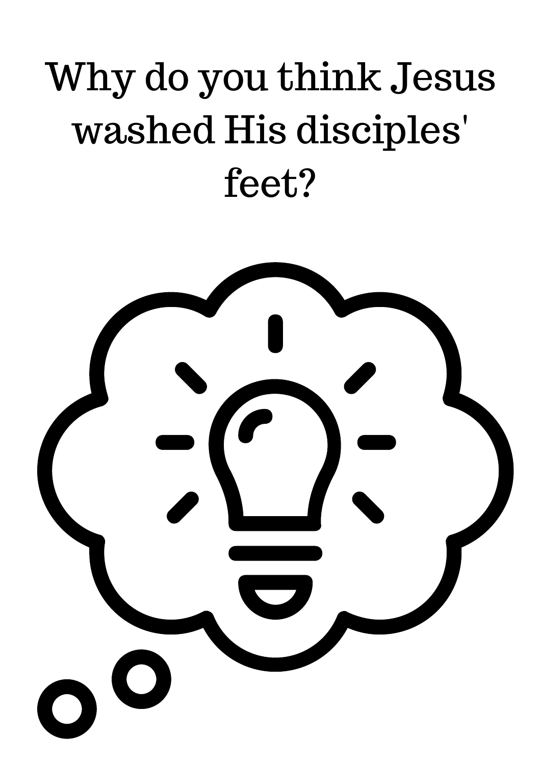# Why do you think Jesus washed His disciples' feet?